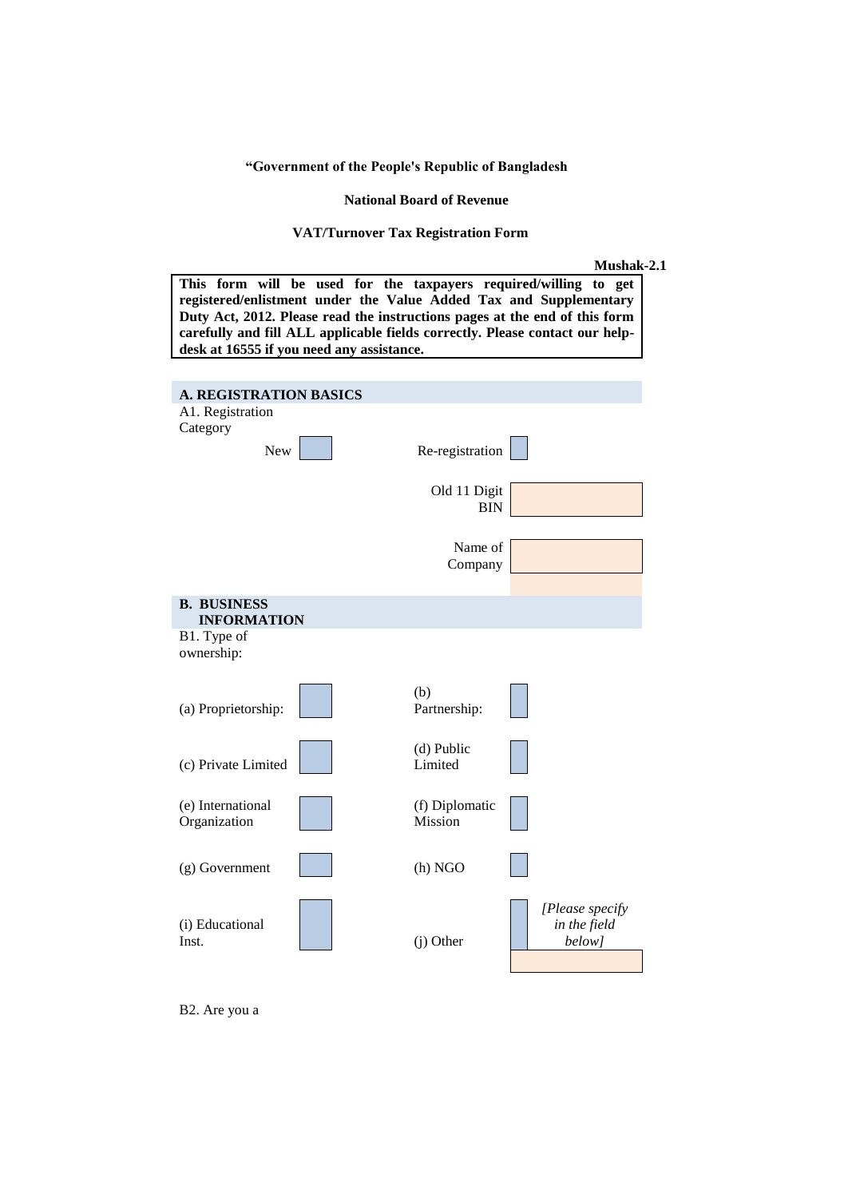**“Government of the People's Republic of Bangladesh**

**National Board of Revenue**

**VAT/Turnover Tax Registration Form**

**Mushak-2.1**

**This form will be used for the taxpayers required/willing to get registered/enlistment under the Value Added Tax and Supplementary Duty Act, 2012. Please read the instructions pages at the end of this form carefully and fill ALL applicable fields correctly. Please contact our help-desk at 16555 if you need any assistance.**

## A. REGISTRATION BASICS

A1. Registration Category

| | | | |
|---|---|---|---|
| New | ☐ | Re-registration | ☐ |
| | | Old 11 Digit BIN | |
| | | Name of Company | |

## B. BUSINESS INFORMATION

B1. Type of ownership:

| | | | |
|---|---|---|---|
| (a) Proprietorship: | ☐ | (b) Partnership: | ☐ |
| (c) Private Limited | ☐ | (d) Public Limited | ☐ |
| (e) International Organization | ☐ | (f) Diplomatic Mission | ☐ |
| (g) Government | ☐ | (h) NGO | ☐ |
| (i) Educational Inst. | ☐ | (j) Other | ☐ *[Please specify in the field below]* |

B2. Are you a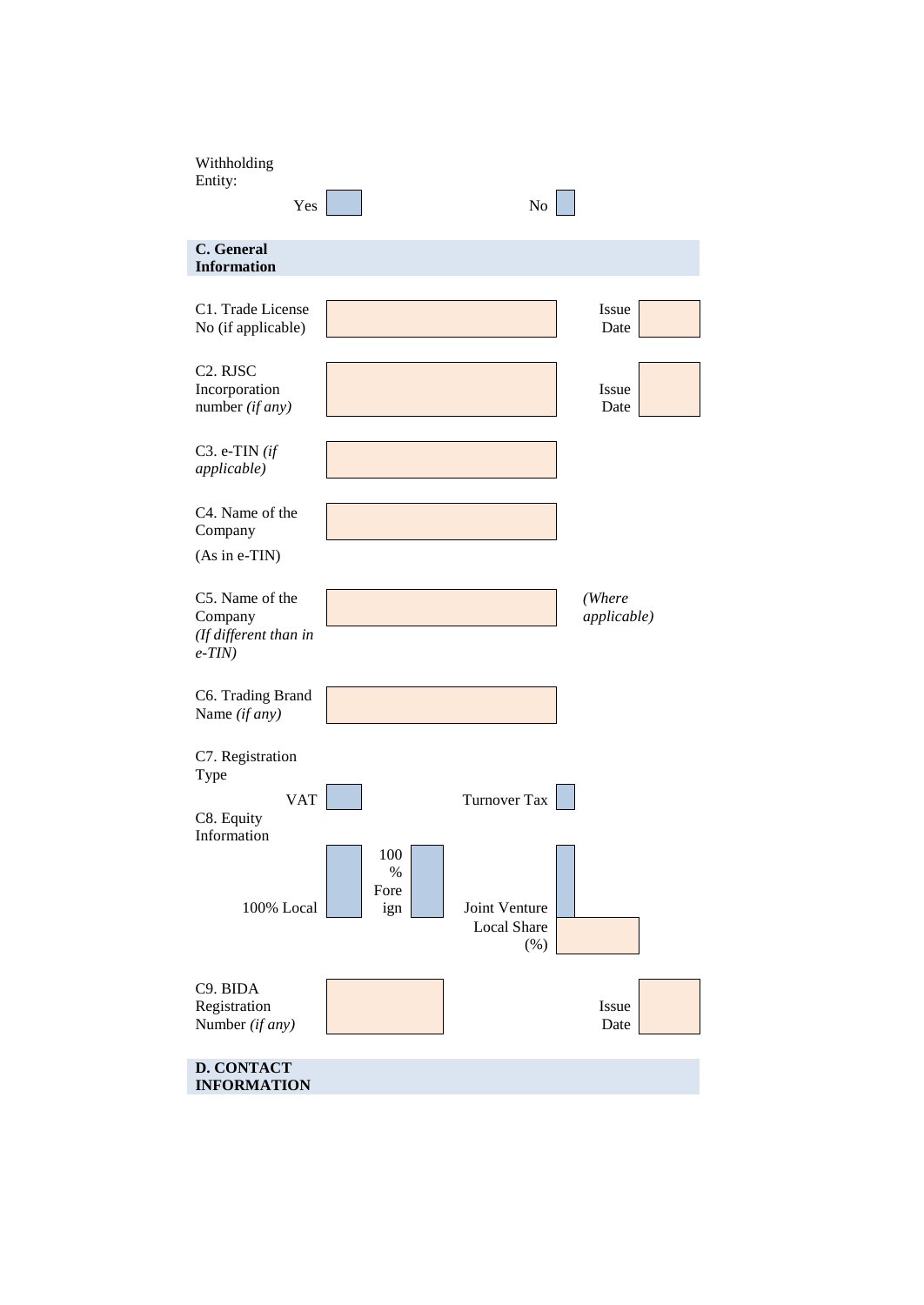Withholding Entity:

Yes ☐ No ☐

## C. General Information

| | | | |
|---|---|---|---|
| C1. Trade License No (if applicable) | | Issue Date | |
| C2. RJSC Incorporation number *(if any)* | | Issue Date | |
| C3. e-TIN *(if applicable)* | | | |
| C4. Name of the Company (As in e-TIN) | | | |
| C5. Name of the Company *(If different than in e-TIN)* | | *(Where applicable)* | |
| C6. Trading Brand Name *(if any)* | | | |

C7. Registration Type

VAT ☐ Turnover Tax ☐

C8. Equity Information

100% Local ☐ 100 % Foreign ☐ Joint Venture ☐ Local Share (%) ____

| | | | |
|---|---|---|---|
| C9. BIDA Registration Number *(if any)* | | Issue Date | |

## D. CONTACT INFORMATION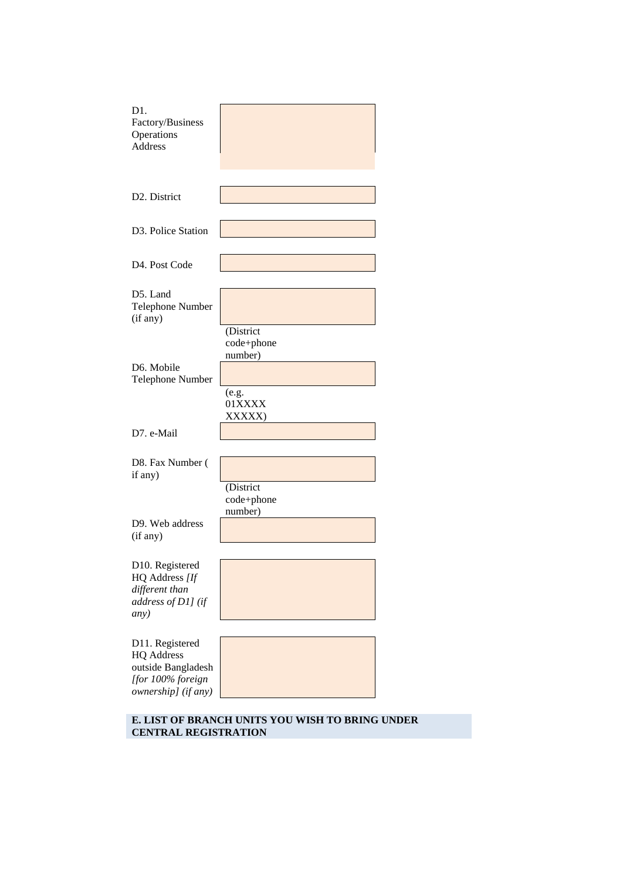| | |
|---|---|
| D1. Factory/Business Operations Address | |
| D2. District | |
| D3. Police Station | |
| D4. Post Code | |
| D5. Land Telephone Number (if any) | (District code+phone number) |
| D6. Mobile Telephone Number | (e.g. 01XXXX XXXXX) |
| D7. e-Mail | |
| D8. Fax Number ( if any) | (District code+phone number) |
| D9. Web address (if any) | |
| D10. Registered HQ Address *[If different than address of D1] (if any)* | |
| D11. Registered HQ Address outside Bangladesh *[for 100% foreign ownership] (if any)* | |

**E. LIST OF BRANCH UNITS YOU WISH TO BRING UNDER CENTRAL REGISTRATION**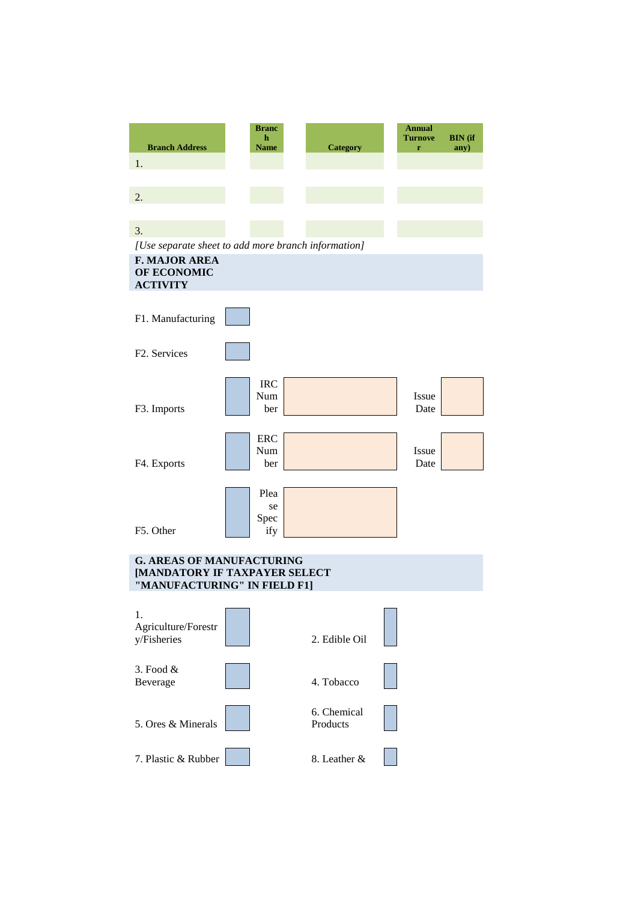| Branch Address | Branch Name | Category | Annual Turnover | BIN (if any) |
|---|---|---|---|---|
| 1. | | | | |
| 2. | | | | |
| 3. | | | | |

*[Use separate sheet to add more branch information]*

## F. MAJOR AREA OF ECONOMIC ACTIVITY

F1. Manufacturing ☐

F2. Services ☐

| | | | | | |
|---|---|---|---|---|---|
| F3. Imports | ☐ | IRC Number | | Issue Date | |
| F4. Exports | ☐ | ERC Number | | Issue Date | |
| F5. Other | ☐ | Please Specify | | | |

## G. AREAS OF MANUFACTURING [MANDATORY IF TAXPAYER SELECT "MANUFACTURING" IN FIELD F1]

| | | | |
|---|---|---|---|
| 1. Agriculture/Forestry/Fisheries | ☐ | 2. Edible Oil | ☐ |
| 3. Food & Beverage | ☐ | 4. Tobacco | ☐ |
| 5. Ores & Minerals | ☐ | 6. Chemical Products | ☐ |
| 7. Plastic & Rubber | ☐ | 8. Leather & | ☐ |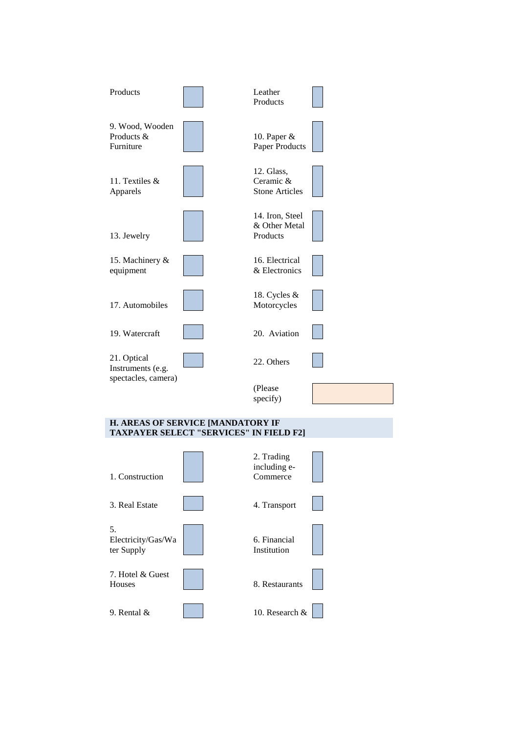| | | | |
|---|---|---|---|
| Products | ☐ | Leather Products | ☐ |
| 9. Wood, Wooden Products & Furniture | ☐ | 10. Paper & Paper Products | ☐ |
| 11. Textiles & Apparels | ☐ | 12. Glass, Ceramic & Stone Articles | ☐ |
| 13. Jewelry | ☐ | 14. Iron, Steel & Other Metal Products | ☐ |
| 15. Machinery & equipment | ☐ | 16. Electrical & Electronics | ☐ |
| 17. Automobiles | ☐ | 18. Cycles & Motorcycles | ☐ |
| 19. Watercraft | ☐ | 20. Aviation | ☐ |
| 21. Optical Instruments (e.g. spectacles, camera) | ☐ | 22. Others | ☐ |
| | | (Please specify) | |

**H. AREAS OF SERVICE [MANDATORY IF TAXPAYER SELECT "SERVICES" IN FIELD F2]**

| | | | |
|---|---|---|---|
| 1. Construction | ☐ | 2. Trading including e-Commerce | ☐ |
| 3. Real Estate | ☐ | 4. Transport | ☐ |
| 5. Electricity/Gas/Water Supply | ☐ | 6. Financial Institution | ☐ |
| 7. Hotel & Guest Houses | ☐ | 8. Restaurants | ☐ |
| 9. Rental & | ☐ | 10. Research & | ☐ |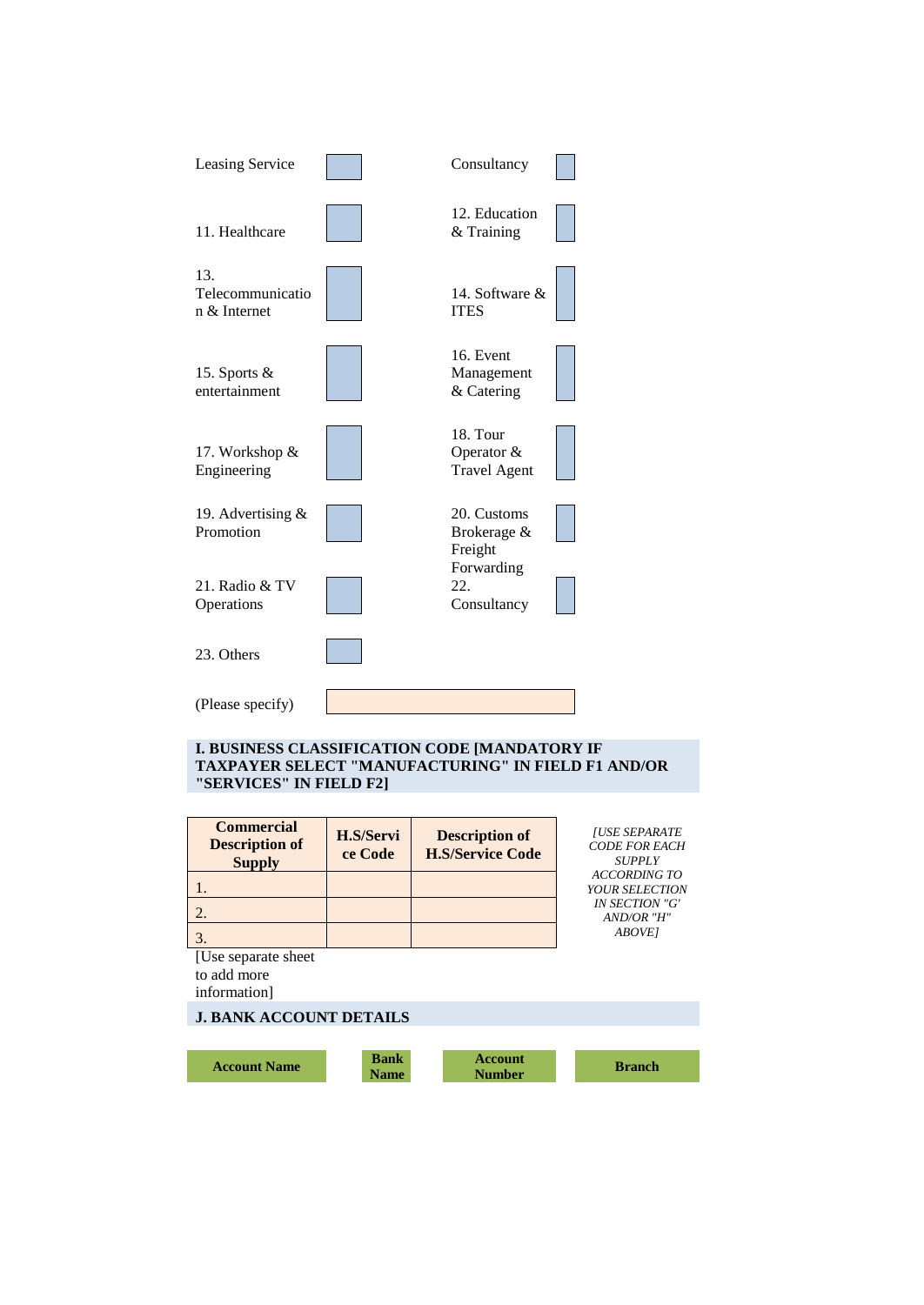| | | | |
|---|---|---|---|
| Leasing Service | ☐ | Consultancy | ☐ |
| 11. Healthcare | ☐ | 12. Education & Training | ☐ |
| 13. Telecommunication & Internet | ☐ | 14. Software & ITES | ☐ |
| 15. Sports & entertainment | ☐ | 16. Event Management & Catering | ☐ |
| 17. Workshop & Engineering | ☐ | 18. Tour Operator & Travel Agent | ☐ |
| 19. Advertising & Promotion | ☐ | 20. Customs Brokerage & Freight Forwarding | ☐ |
| 21. Radio & TV Operations | ☐ | 22. Consultancy | ☐ |
| 23. Others | ☐ | | |

(Please specify) ____________________

## I. BUSINESS CLASSIFICATION CODE [MANDATORY IF TAXPAYER SELECT "MANUFACTURING" IN FIELD F1 AND/OR "SERVICES" IN FIELD F2]

| Commercial Description of Supply | H.S/Service Code | Description of H.S/Service Code |
|---|---|---|
| 1. | | |
| 2. | | |
| 3. | | |

*[USE SEPARATE CODE FOR EACH SUPPLY ACCORDING TO YOUR SELECTION IN SECTION "G' AND/OR "H" ABOVE]*

[Use separate sheet to add more information]

## J. BANK ACCOUNT DETAILS

| Account Name | Bank Name | Account Number | Branch |
|---|---|---|---|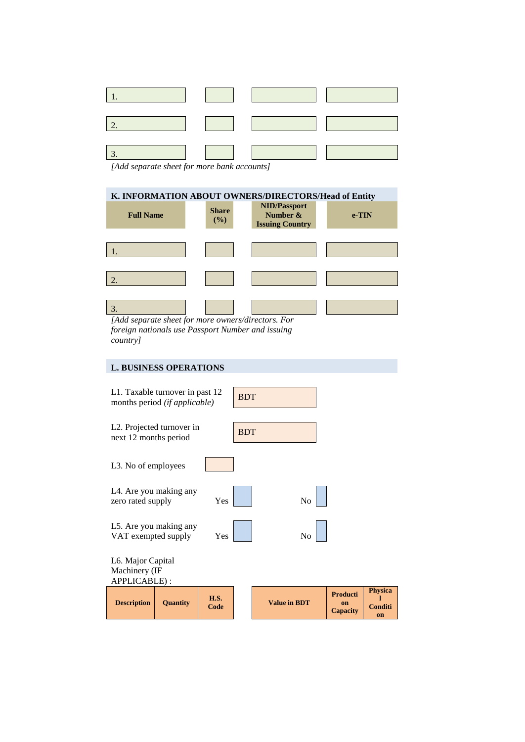| | | | |
|---|---|---|---|
| 1. | | | |
| 2. | | | |
| 3. | | | |

*[Add separate sheet for more bank accounts]*

## K. INFORMATION ABOUT OWNERS/DIRECTORS/Head of Entity

| Full Name | Share (%) | NID/Passport Number & Issuing Country | e-TIN |
|---|---|---|---|
| 1. | | | |
| 2. | | | |
| 3. | | | |

*[Add separate sheet for more owners/directors. For foreign nationals use Passport Number and issuing country]*

## L. BUSINESS OPERATIONS

L1. Taxable turnover in past 12 months period *(if applicable)* BDT

L2. Projected turnover in next 12 months period BDT

L3. No of employees

L4. Are you making any zero rated supply Yes ☐ No ☐

L5. Are you making any VAT exempted supply Yes ☐ No ☐

L6. Major Capital Machinery (IF APPLICABLE) :

| Description | Quantity | H.S. Code | Value in BDT | Production Capacity | Physical Condition |
|---|---|---|---|---|---|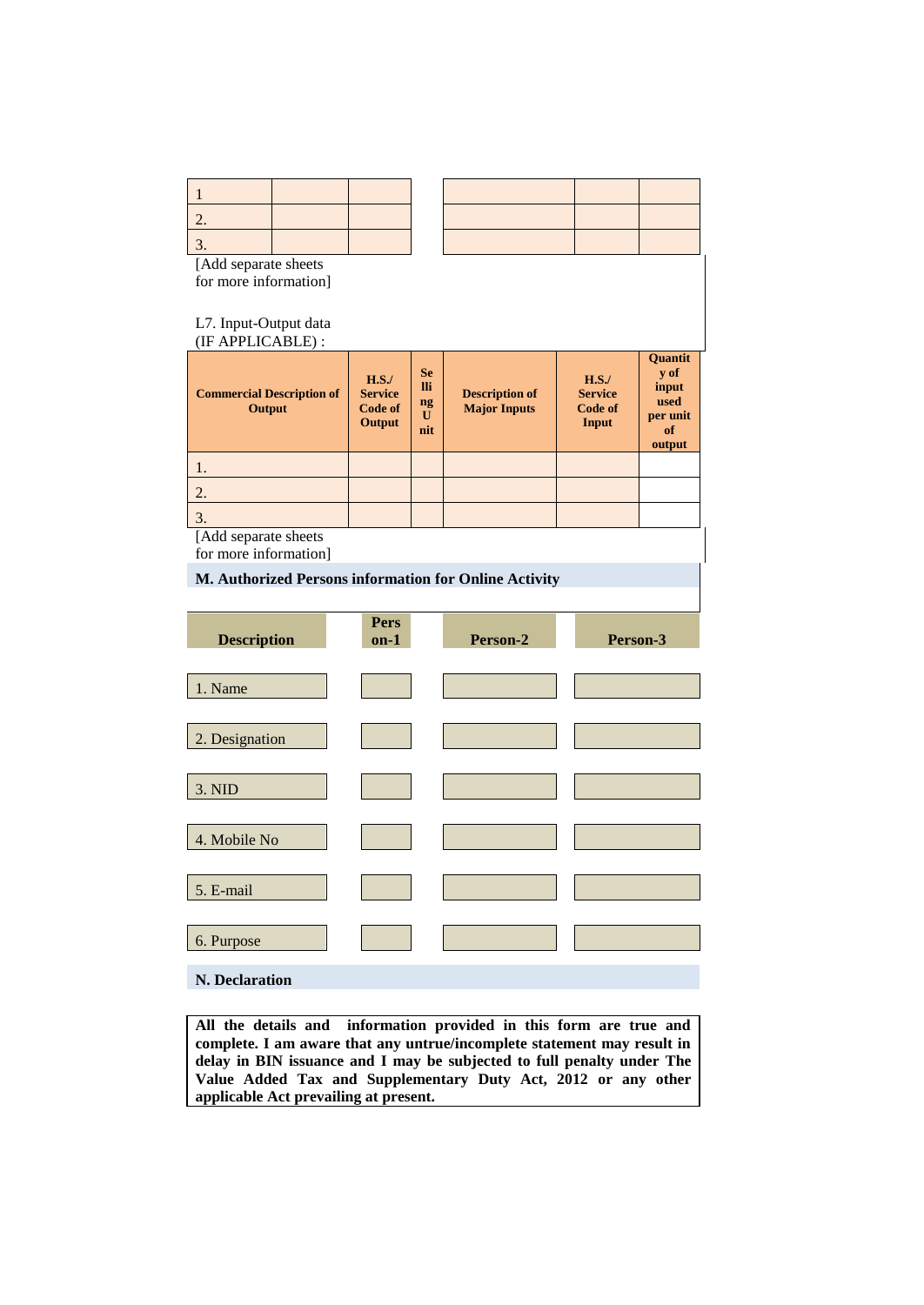| | | | | | |
|---|---|---|---|---|---|
| 1 | | | | | |
| 2. | | | | | |
| 3. | | | | | |

[Add separate sheets for more information]

L7. Input-Output data (IF APPLICABLE) :

| Commercial Description of Output | H.S./ Service Code of Output | Selling Unit | Description of Major Inputs | H.S./ Service Code of Input | Quantity of input used per unit of output |
|---|---|---|---|---|---|
| 1. | | | | | |
| 2. | | | | | |
| 3. | | | | | |

[Add separate sheets for more information]

## M. Authorized Persons information for Online Activity

| Description | Person-1 | Person-2 | Person-3 |
|---|---|---|---|
| 1. Name | | | |
| 2. Designation | | | |
| 3. NID | | | |
| 4. Mobile No | | | |
| 5. E-mail | | | |
| 6. Purpose | | | |

## N. Declaration

**All the details and information provided in this form are true and complete. I am aware that any untrue/incomplete statement may result in delay in BIN issuance and I may be subjected to full penalty under The Value Added Tax and Supplementary Duty Act, 2012 or any other applicable Act prevailing at present.**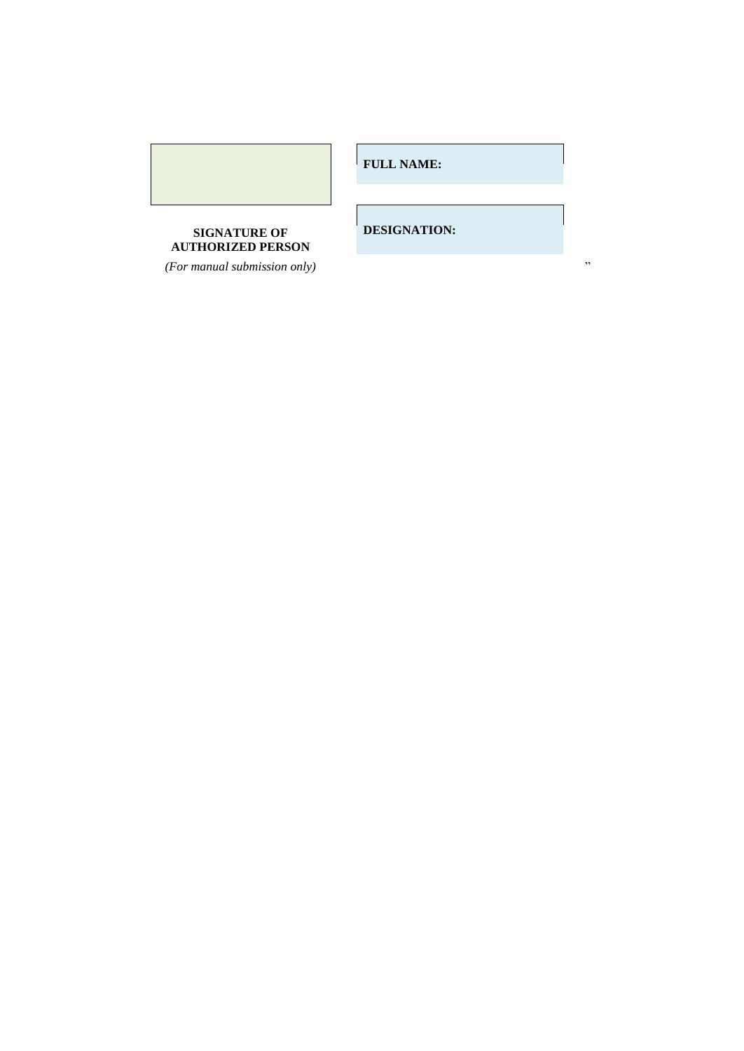| | |
|---|---|
| | **FULL NAME:** |
| **SIGNATURE OF AUTHORIZED PERSON** *(For manual submission only)* | **DESIGNATION:** |

”